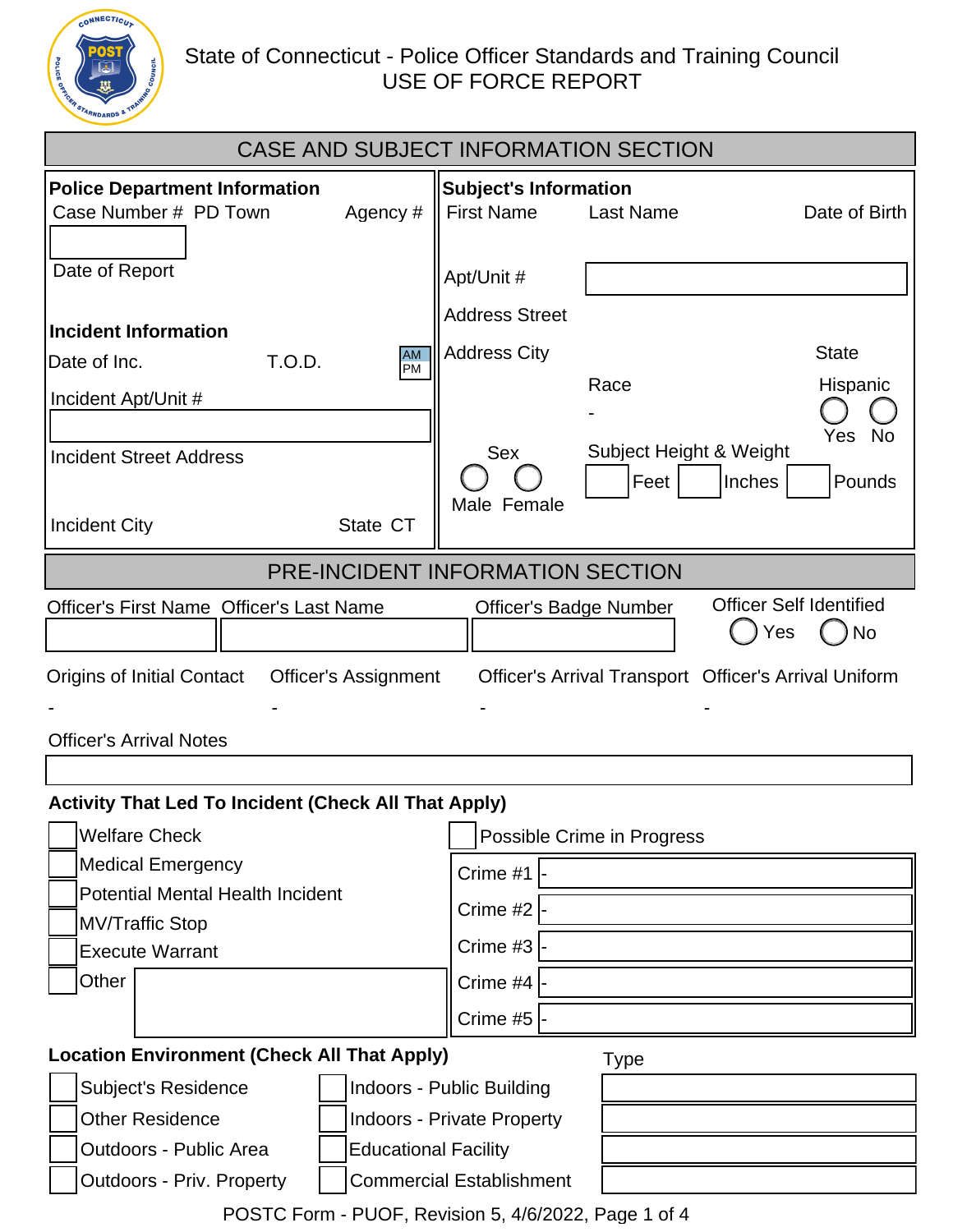# State of Connecticut - Police Officer Standards and Training Council
## USE OF FORCE REPORT

## CASE AND SUBJECT INFORMATION SECTION

**Police Department Information**

Case Number # PD Town Agency #

Date of Report

**Incident Information**

Date of Inc. T.O.D. AM PM

Incident Apt/Unit #

Incident Street Address

Incident City State CT

**Subject's Information**

First Name Last Name Date of Birth

Apt/Unit #

Address Street

Address City State

Race -

Hispanic ◯ Yes ◯ No

Sex ◯ Male ◯ Female

Subject Height & Weight: Feet Inches Pounds

## PRE-INCIDENT INFORMATION SECTION

Officer's First Name | Officer's Last Name | Officer's Badge Number | Officer Self Identified ◯ Yes ◯ No

Origins of Initial Contact: -

Officer's Assignment: -

Officer's Arrival Transport: -

Officer's Arrival Uniform: -

Officer's Arrival Notes

**Activity That Led To Incident (Check All That Apply)**

- ☐ Welfare Check
- ☐ Medical Emergency
- ☐ Potential Mental Health Incident
- ☐ MV/Traffic Stop
- ☐ Execute Warrant
- ☐ Other
- ☐ Possible Crime in Progress
  - Crime #1 -
  - Crime #2 -
  - Crime #3 -
  - Crime #4 -
  - Crime #5 -

**Location Environment (Check All That Apply)**

- ☐ Subject's Residence
- ☐ Other Residence
- ☐ Outdoors - Public Area
- ☐ Outdoors - Priv. Property
- ☐ Indoors - Public Building
- ☐ Indoors - Private Property
- ☐ Educational Facility
- ☐ Commercial Establishment

Type

POSTC Form - PUOF, Revision 5, 4/6/2022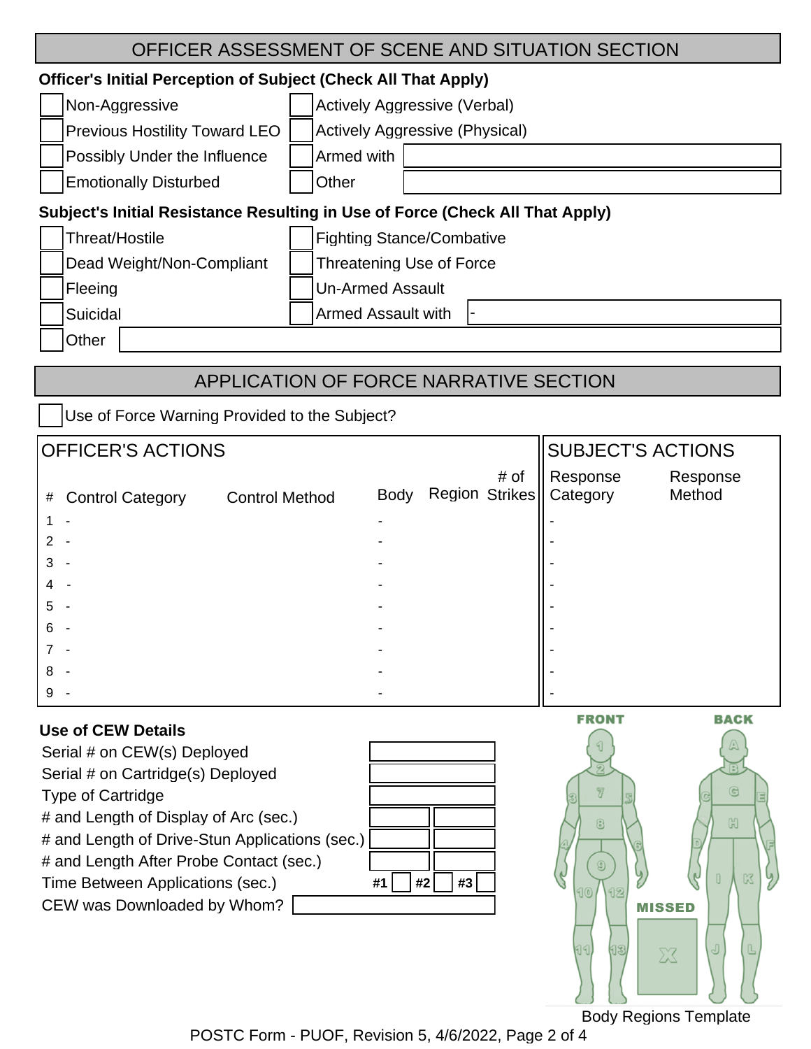## OFFICER ASSESSMENT OF SCENE AND SITUATION SECTION

**Officer's Initial Perception of Subject (Check All That Apply)**

| | | | | |
|---|---|---|---|---|
| ☐ | Non-Aggressive | ☐ | Actively Aggressive (Verbal) | |
| ☐ | Previous Hostility Toward LEO | ☐ | Actively Aggressive (Physical) | |
| ☐ | Possibly Under the Influence | ☐ | Armed with | |
| ☐ | Emotionally Disturbed | ☐ | Other | |

**Subject's Initial Resistance Resulting in Use of Force (Check All That Apply)**

| | | | | |
|---|---|---|---|---|
| ☐ | Threat/Hostile | ☐ | Fighting Stance/Combative | |
| ☐ | Dead Weight/Non-Compliant | ☐ | Threatening Use of Force | |
| ☐ | Fleeing | ☐ | Un-Armed Assault | |
| ☐ | Suicidal | ☐ | Armed Assault with | - |
| ☐ | Other | | | |

## APPLICATION OF FORCE NARRATIVE SECTION

☐ Use of Force Warning Provided to the Subject?

| OFFICER'S ACTIONS | | | | | | SUBJECT'S ACTIONS | |
|---|---|---|---|---|---|---|---|
| # | Control Category | Control Method | Body | Region | # of Strikes | Response Category | Response Method |
| 1 | - | | - | | | - | |
| 2 | - | | - | | | - | |
| 3 | - | | - | | | - | |
| 4 | - | | - | | | - | |
| 5 | - | | - | | | - | |
| 6 | - | | - | | | - | |
| 7 | - | | - | | | - | |
| 8 | - | | - | | | - | |
| 9 | - | | - | | | - | |

**Use of CEW Details**

| | | |
|---|---|---|
| Serial # on CEW(s) Deployed | | |
| Serial # on Cartridge(s) Deployed | | |
| Type of Cartridge | | |
| # and Length of Display of Arc (sec.) | | |
| # and Length of Drive-Stun Applications (sec.) | | |
| # and Length After Probe Contact (sec.) | | |
| Time Between Applications (sec.) | #1 ☐ #2 ☐ #3 ☐ | |
| CEW was Downloaded by Whom? | | |

FRONT — BACK — MISSED

Body Regions Template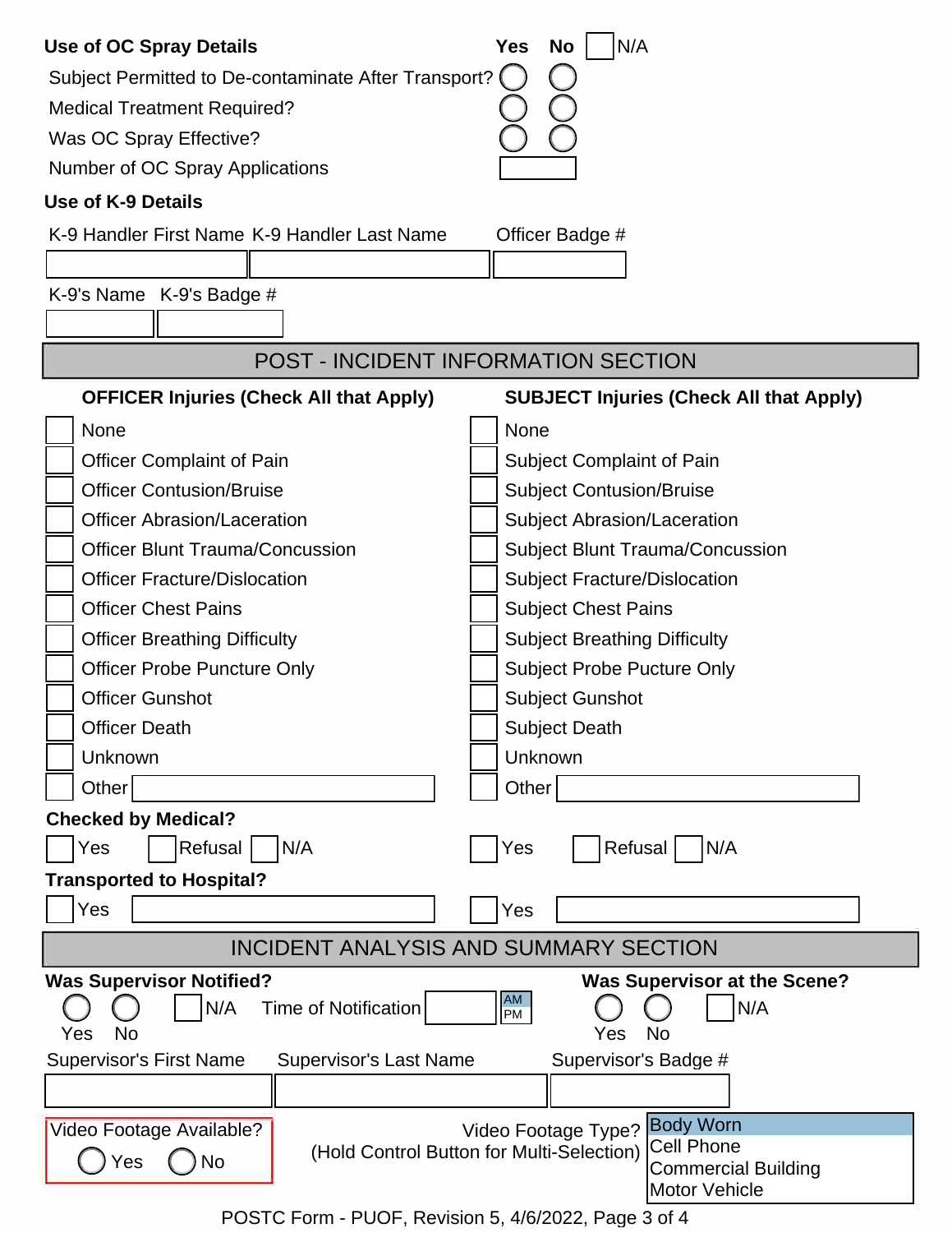### Use of OC Spray Details

| | Yes | No | ☐ N/A |
|---|---|---|---|
| Subject Permitted to De-contaminate After Transport? | ◯ | ◯ | |
| Medical Treatment Required? | ◯ | ◯ | |
| Was OC Spray Effective? | ◯ | ◯ | |
| Number of OC Spray Applications | | | |

### Use of K-9 Details

| K-9 Handler First Name | K-9 Handler Last Name | Officer Badge # |
|---|---|---|
| | | |

| K-9's Name | K-9's Badge # |
|---|---|
| | |

## POST - INCIDENT INFORMATION SECTION

| OFFICER Injuries (Check All that Apply) | SUBJECT Injuries (Check All that Apply) |
|---|---|
| ☐ None | ☐ None |
| ☐ Officer Complaint of Pain | ☐ Subject Complaint of Pain |
| ☐ Officer Contusion/Bruise | ☐ Subject Contusion/Bruise |
| ☐ Officer Abrasion/Laceration | ☐ Subject Abrasion/Laceration |
| ☐ Officer Blunt Trauma/Concussion | ☐ Subject Blunt Trauma/Concussion |
| ☐ Officer Fracture/Dislocation | ☐ Subject Fracture/Dislocation |
| ☐ Officer Chest Pains | ☐ Subject Chest Pains |
| ☐ Officer Breathing Difficulty | ☐ Subject Breathing Difficulty |
| ☐ Officer Probe Puncture Only | ☐ Subject Probe Pucture Only |
| ☐ Officer Gunshot | ☐ Subject Gunshot |
| ☐ Officer Death | ☐ Subject Death |
| ☐ Unknown | ☐ Unknown |
| ☐ Other ______ | ☐ Other ______ |

**Checked by Medical?**

| Officer | Subject |
|---|---|
| ☐ Yes ☐ Refusal ☐ N/A | ☐ Yes ☐ Refusal ☐ N/A |

**Transported to Hospital?**

| Officer | Subject |
|---|---|
| ☐ Yes ______ | ☐ Yes ______ |

## INCIDENT ANALYSIS AND SUMMARY SECTION

**Was Supervisor Notified?**

◯ Yes ◯ No ☐ N/A Time of Notification ______ AM/PM

**Was Supervisor at the Scene?**

◯ Yes ◯ No ☐ N/A

| Supervisor's First Name | Supervisor's Last Name | Supervisor's Badge # |
|---|---|---|
| | | |

Video Footage Available? ◯ Yes ◯ No

Video Footage Type? (Hold Control Button for Multi-Selection)

- Body Worn
- Cell Phone
- Commercial Building
- Motor Vehicle

POSTC Form - PUOF, Revision 5, 4/6/2022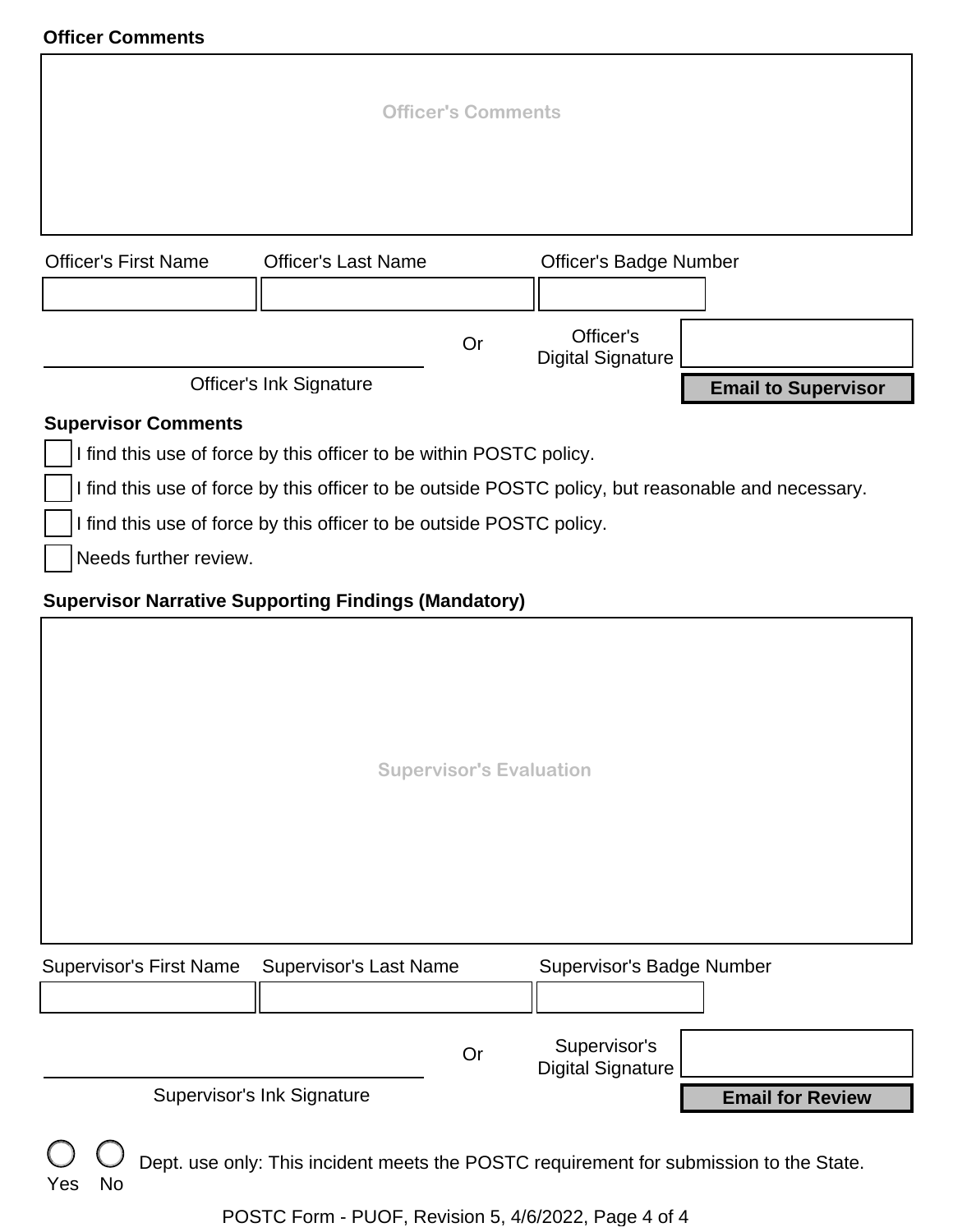**Officer Comments**

Officer's Comments

Officer's First Name | Officer's Last Name | Officer's Badge Number

Officer's Ink Signature

Or

Officer's Digital Signature

Email to Supervisor

**Supervisor Comments**

- [ ] I find this use of force by this officer to be within POSTC policy.
- [ ] I find this use of force by this officer to be outside POSTC policy, but reasonable and necessary.
- [ ] I find this use of force by this officer to be outside POSTC policy.
- [ ] Needs further review.

**Supervisor Narrative Supporting Findings (Mandatory)**

Supervisor's Evaluation

Supervisor's First Name | Supervisor's Last Name | Supervisor's Badge Number

Supervisor's Ink Signature

Or

Supervisor's Digital Signature

Email for Review

○ Yes ○ No Dept. use only: This incident meets the POSTC requirement for submission to the State.

POSTC Form - PUOF, Revision 5, 4/6/2022